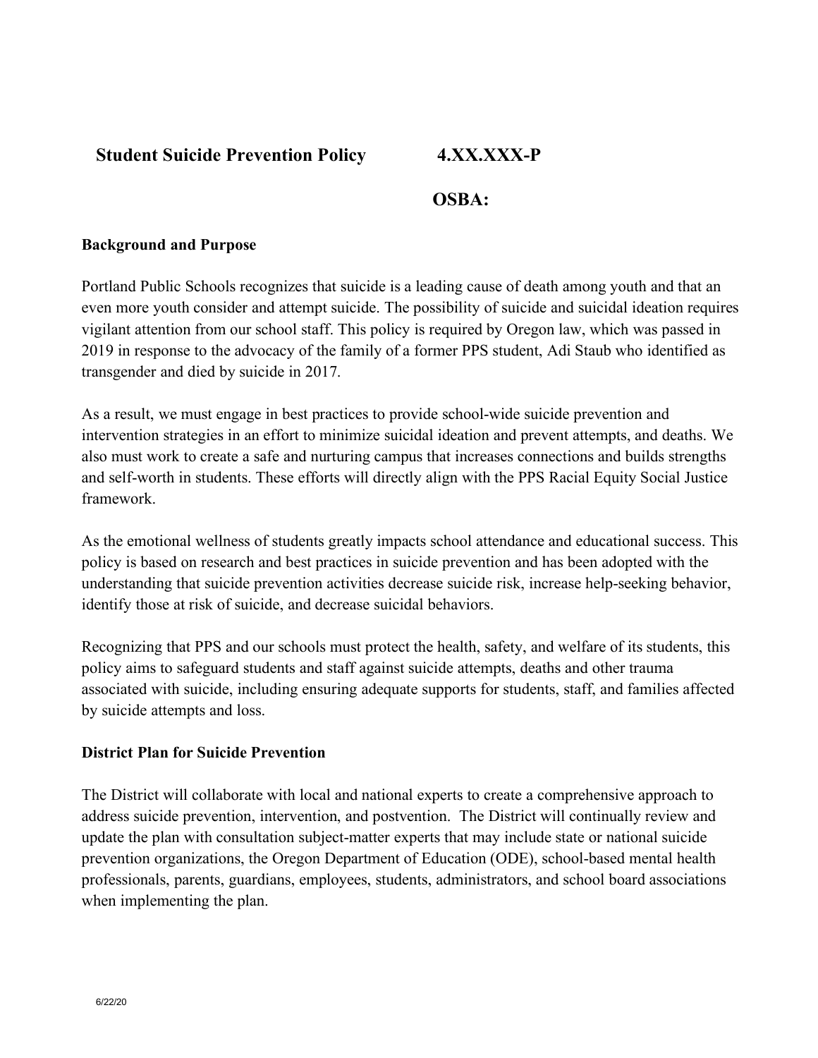# Student Suicide Prevention Policy 4.XX.XXX-P

**OSBA:**

## Background and Purpose

Portland Public Schools recognizes that suicide is a leading cause of death among youth and that an even more youth consider and attempt suicide. The possibility of suicide and suicidal ideation requires vigilant attention from our school staff. This policy is required by Oregon law, which was passed in 2019 in response to the advocacy of the family of a former PPS student, Adi Staub who identified as transgender and died by suicide in 2017.

As a result, we must engage in best practices to provide school-wide suicide prevention and intervention strategies in an effort to minimize suicidal ideation and prevent attempts, and deaths. We also must work to create a safe and nurturing campus that increases connections and builds strengths and self-worth in students. These efforts will directly align with the PPS Racial Equity Social Justice framework.

As the emotional wellness of students greatly impacts school attendance and educational success. This policy is based on research and best practices in suicide prevention and has been adopted with the understanding that suicide prevention activities decrease suicide risk, increase help-seeking behavior, identify those at risk of suicide, and decrease suicidal behaviors.

Recognizing that PPS and our schools must protect the health, safety, and welfare of its students, this policy aims to safeguard students and staff against suicide attempts, deaths and other trauma associated with suicide, including ensuring adequate supports for students, staff, and families affected by suicide attempts and loss.

## District Plan for Suicide Prevention

The District will collaborate with local and national experts to create a comprehensive approach to address suicide prevention, intervention, and postvention. The District will continually review and update the plan with consultation subject-matter experts that may include state or national suicide prevention organizations, the Oregon Department of Education (ODE), school-based mental health professionals, parents, guardians, employees, students, administrators, and school board associations when implementing the plan.

6/22/20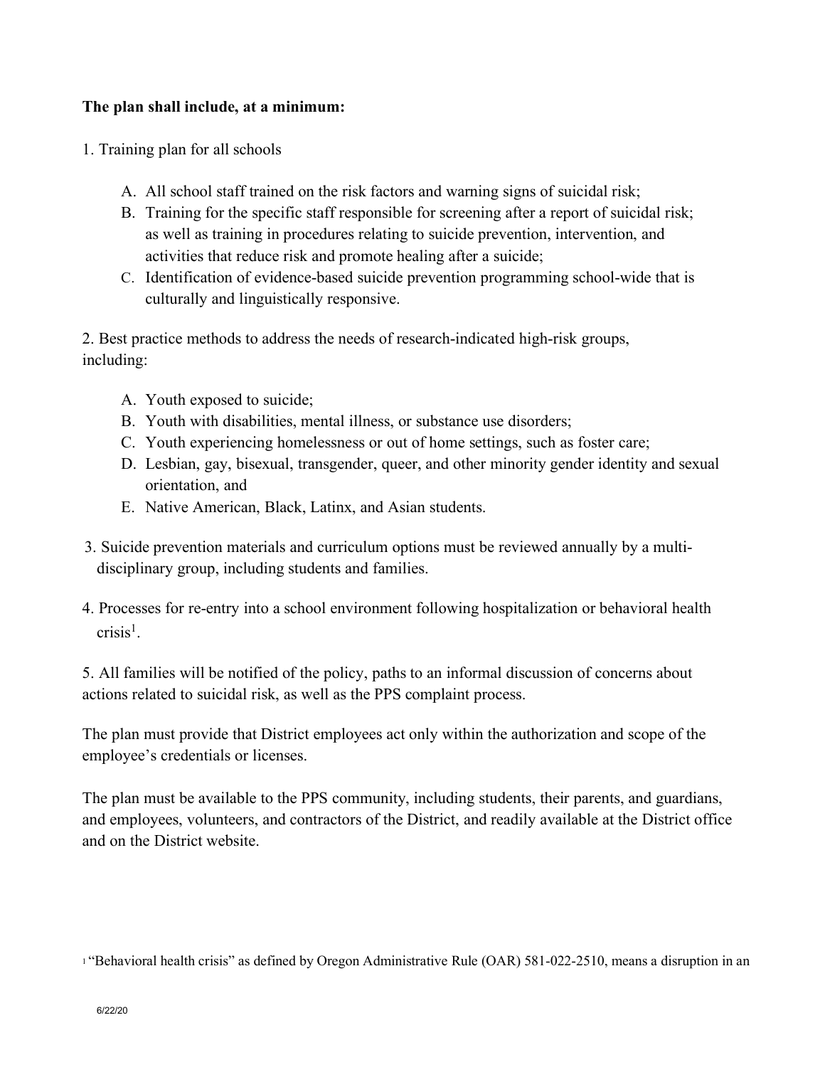**The plan shall include, at a minimum:**

1. Training plan for all schools

   A. All school staff trained on the risk factors and warning signs of suicidal risk;
   B. Training for the specific staff responsible for screening after a report of suicidal risk; as well as training in procedures relating to suicide prevention, intervention, and activities that reduce risk and promote healing after a suicide;
   C. Identification of evidence-based suicide prevention programming school-wide that is culturally and linguistically responsive.

2. Best practice methods to address the needs of research-indicated high-risk groups, including:

   A. Youth exposed to suicide;
   B. Youth with disabilities, mental illness, or substance use disorders;
   C. Youth experiencing homelessness or out of home settings, such as foster care;
   D. Lesbian, gay, bisexual, transgender, queer, and other minority gender identity and sexual orientation, and
   E. Native American, Black, Latinx, and Asian students.

3. Suicide prevention materials and curriculum options must be reviewed annually by a multi-disciplinary group, including students and families.

4. Processes for re-entry into a school environment following hospitalization or behavioral health crisis[1].

5. All families will be notified of the policy, paths to an informal discussion of concerns about actions related to suicidal risk, as well as the PPS complaint process.

The plan must provide that District employees act only within the authorization and scope of the employee's credentials or licenses.

The plan must be available to the PPS community, including students, their parents, and guardians, and employees, volunteers, and contractors of the District, and readily available at the District office and on the District website.

[1] "Behavioral health crisis" as defined by Oregon Administrative Rule (OAR) 581-022-2510, means a disruption in an

6/22/20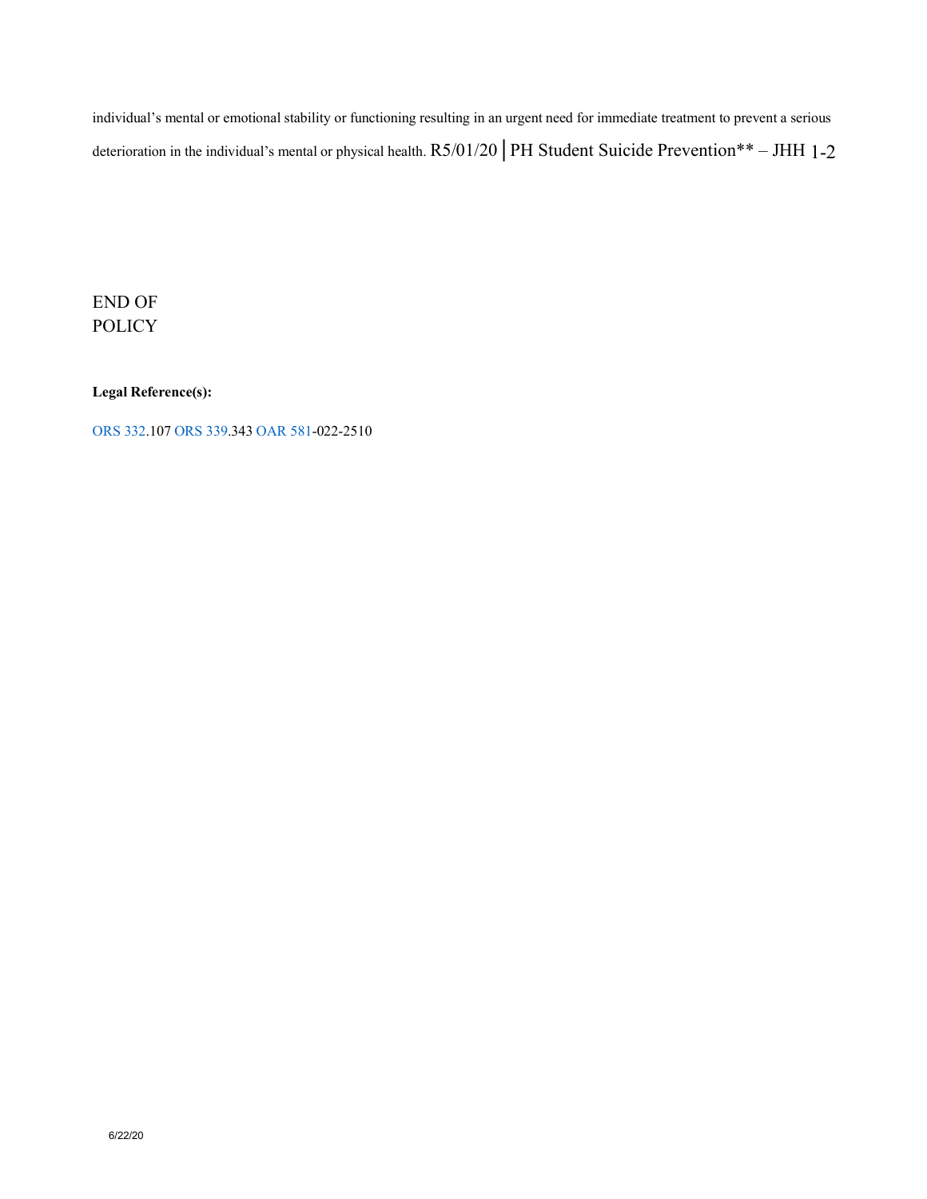individual's mental or emotional stability or functioning resulting in an urgent need for immediate treatment to prevent a serious deterioration in the individual's mental or physical health.

END OF POLICY

**Legal Reference(s):**

ORS 332.107 ORS 339.343 OAR 581-022-2510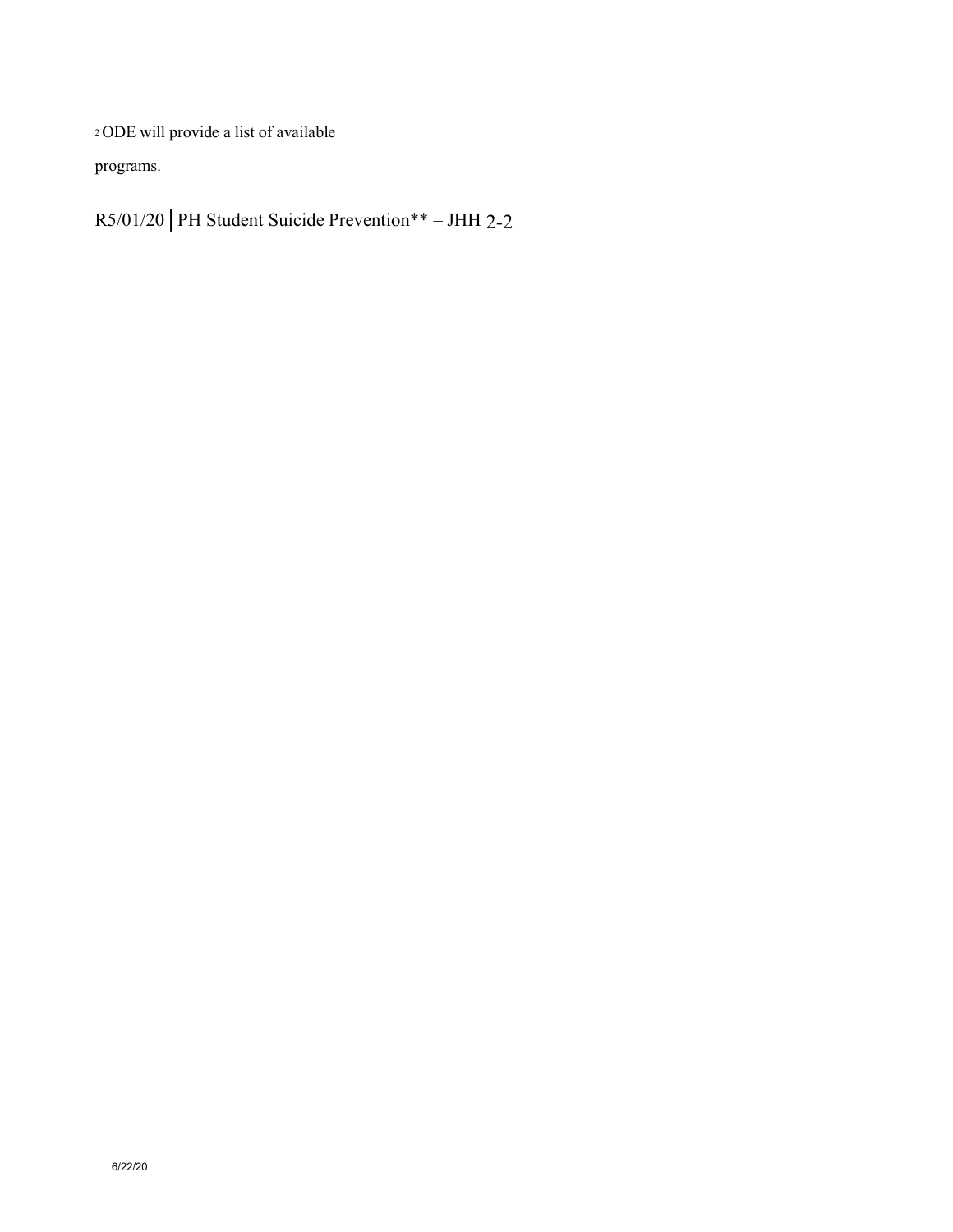[2] ODE will provide a list of available programs.